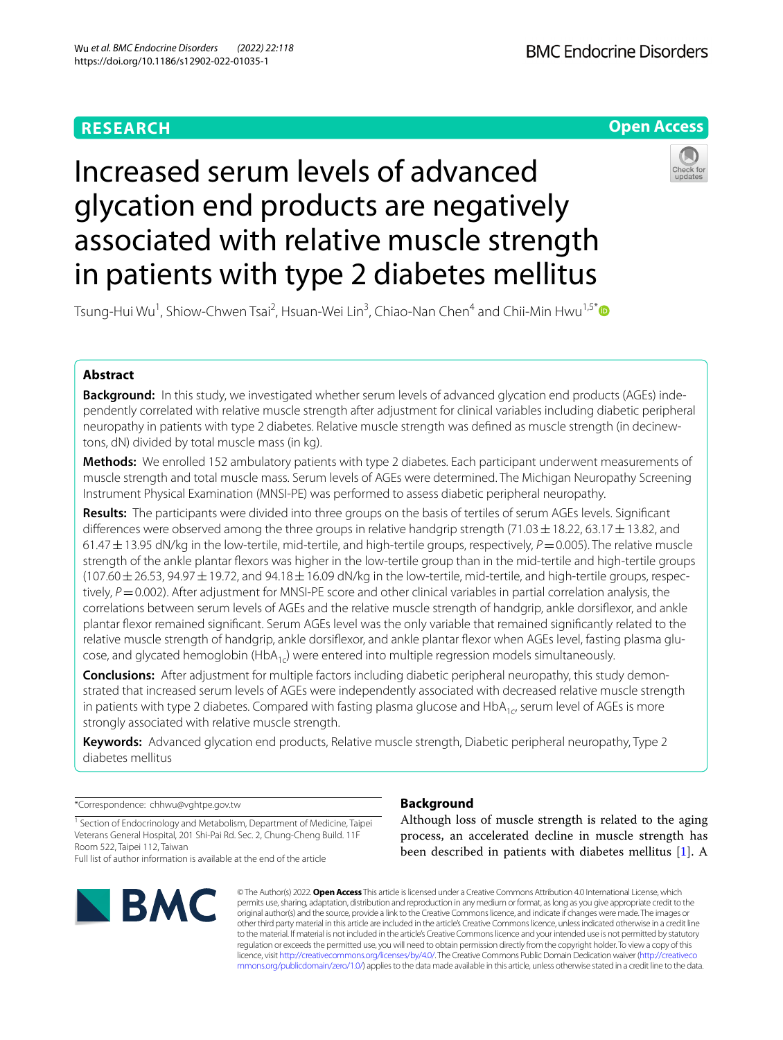RESEARCH

Open Access

# Increased serum levels of advanced glycation end products are negatively associated with relative muscle strength in patients with type 2 diabetes mellitus

Tsung-Hui Wu[1], Shiow-Chwen Tsai[2], Hsuan-Wei Lin[3], Chiao-Nan Chen[4] and Chii-Min Hwu[1,5*]

## Abstract

**Background:** In this study, we investigated whether serum levels of advanced glycation end products (AGEs) independently correlated with relative muscle strength after adjustment for clinical variables including diabetic peripheral neuropathy in patients with type 2 diabetes. Relative muscle strength was defined as muscle strength (in decinewtons, dN) divided by total muscle mass (in kg).

**Methods:** We enrolled 152 ambulatory patients with type 2 diabetes. Each participant underwent measurements of muscle strength and total muscle mass. Serum levels of AGEs were determined. The Michigan Neuropathy Screening Instrument Physical Examination (MNSI-PE) was performed to assess diabetic peripheral neuropathy.

**Results:** The participants were divided into three groups on the basis of tertiles of serum AGEs levels. Significant differences were observed among the three groups in relative handgrip strength (71.03 ± 18.22, 63.17 ± 13.82, and 61.47 ± 13.95 dN/kg in the low-tertile, mid-tertile, and high-tertile groups, respectively, $P = 0.005$). The relative muscle strength of the ankle plantar flexors was higher in the low-tertile group than in the mid-tertile and high-tertile groups (107.60 ± 26.53, 94.97 ± 19.72, and 94.18 ± 16.09 dN/kg in the low-tertile, mid-tertile, and high-tertile groups, respectively, $P = 0.002$). After adjustment for MNSI-PE score and other clinical variables in partial correlation analysis, the correlations between serum levels of AGEs and the relative muscle strength of handgrip, ankle dorsiflexor, and ankle plantar flexor remained significant. Serum AGEs level was the only variable that remained significantly related to the relative muscle strength of handgrip, ankle dorsiflexor, and ankle plantar flexor when AGEs level, fasting plasma glucose, and glycated hemoglobin ($HbA_{1c}$) were entered into multiple regression models simultaneously.

**Conclusions:** After adjustment for multiple factors including diabetic peripheral neuropathy, this study demonstrated that increased serum levels of AGEs were independently associated with decreased relative muscle strength in patients with type 2 diabetes. Compared with fasting plasma glucose and $HbA_{1c}$, serum level of AGEs is more strongly associated with relative muscle strength.

**Keywords:** Advanced glycation end products, Relative muscle strength, Diabetic peripheral neuropathy, Type 2 diabetes mellitus

*Correspondence: chhwu@vghtpe.gov.tw

[1] Section of Endocrinology and Metabolism, Department of Medicine, Taipei Veterans General Hospital, 201 Shi-Pai Rd. Sec. 2, Chung-Cheng Build. 11F Room 522, Taipei 112, Taiwan

Full list of author information is available at the end of the article

## Background

Although loss of muscle strength is related to the aging process, an accelerated decline in muscle strength has been described in patients with diabetes mellitus [1]. A

© The Author(s) 2022. **Open Access** This article is licensed under a Creative Commons Attribution 4.0 International License, which permits use, sharing, adaptation, distribution and reproduction in any medium or format, as long as you give appropriate credit to the original author(s) and the source, provide a link to the Creative Commons licence, and indicate if changes were made. The images or other third party material in this article are included in the article's Creative Commons licence, unless indicated otherwise in a credit line to the material. If material is not included in the article's Creative Commons licence and your intended use is not permitted by statutory regulation or exceeds the permitted use, you will need to obtain permission directly from the copyright holder. To view a copy of this licence, visit http://creativecommons.org/licenses/by/4.0/. The Creative Commons Public Domain Dedication waiver (http://creativecommons.org/publicdomain/zero/1.0/) applies to the data made available in this article, unless otherwise stated in a credit line to the data.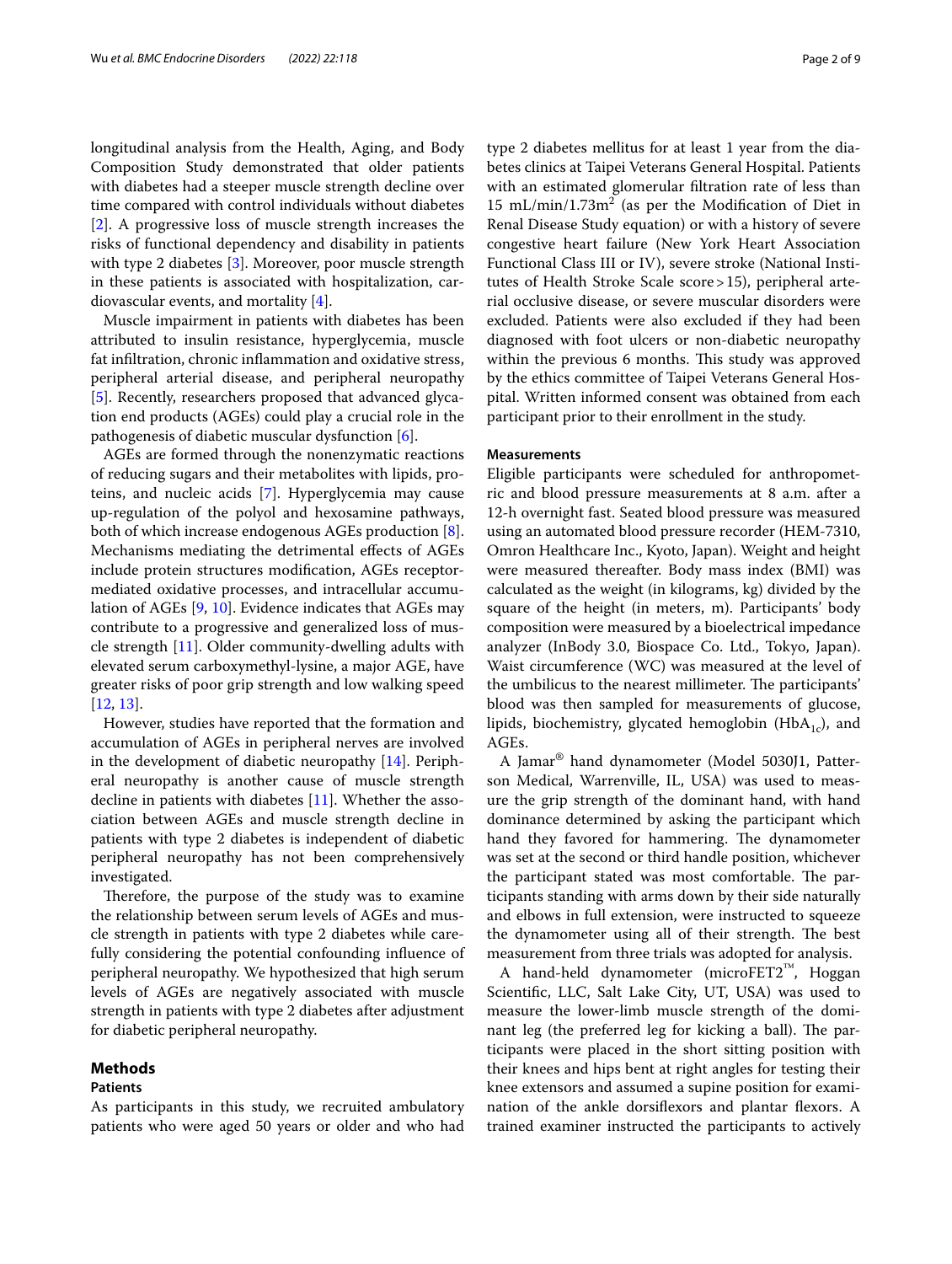longitudinal analysis from the Health, Aging, and Body Composition Study demonstrated that older patients with diabetes had a steeper muscle strength decline over time compared with control individuals without diabetes [2]. A progressive loss of muscle strength increases the risks of functional dependency and disability in patients with type 2 diabetes [3]. Moreover, poor muscle strength in these patients is associated with hospitalization, cardiovascular events, and mortality [4].

Muscle impairment in patients with diabetes has been attributed to insulin resistance, hyperglycemia, muscle fat infiltration, chronic inflammation and oxidative stress, peripheral arterial disease, and peripheral neuropathy [5]. Recently, researchers proposed that advanced glycation end products (AGEs) could play a crucial role in the pathogenesis of diabetic muscular dysfunction [6].

AGEs are formed through the nonenzymatic reactions of reducing sugars and their metabolites with lipids, proteins, and nucleic acids [7]. Hyperglycemia may cause up-regulation of the polyol and hexosamine pathways, both of which increase endogenous AGEs production [8]. Mechanisms mediating the detrimental effects of AGEs include protein structures modification, AGEs receptor-mediated oxidative processes, and intracellular accumulation of AGEs [9, 10]. Evidence indicates that AGEs may contribute to a progressive and generalized loss of muscle strength [11]. Older community-dwelling adults with elevated serum carboxymethyl-lysine, a major AGE, have greater risks of poor grip strength and low walking speed [12, 13].

However, studies have reported that the formation and accumulation of AGEs in peripheral nerves are involved in the development of diabetic neuropathy [14]. Peripheral neuropathy is another cause of muscle strength decline in patients with diabetes [11]. Whether the association between AGEs and muscle strength decline in patients with type 2 diabetes is independent of diabetic peripheral neuropathy has not been comprehensively investigated.

Therefore, the purpose of the study was to examine the relationship between serum levels of AGEs and muscle strength in patients with type 2 diabetes while carefully considering the potential confounding influence of peripheral neuropathy. We hypothesized that high serum levels of AGEs are negatively associated with muscle strength in patients with type 2 diabetes after adjustment for diabetic peripheral neuropathy.

## Methods

### Patients

As participants in this study, we recruited ambulatory patients who were aged 50 years or older and who had type 2 diabetes mellitus for at least 1 year from the diabetes clinics at Taipei Veterans General Hospital. Patients with an estimated glomerular filtration rate of less than 15 mL/min/1.73m$^2$ (as per the Modification of Diet in Renal Disease Study equation) or with a history of severe congestive heart failure (New York Heart Association Functional Class III or IV), severe stroke (National Institutes of Health Stroke Scale score > 15), peripheral arterial occlusive disease, or severe muscular disorders were excluded. Patients were also excluded if they had been diagnosed with foot ulcers or non-diabetic neuropathy within the previous 6 months. This study was approved by the ethics committee of Taipei Veterans General Hospital. Written informed consent was obtained from each participant prior to their enrollment in the study.

### Measurements

Eligible participants were scheduled for anthropometric and blood pressure measurements at 8 a.m. after a 12-h overnight fast. Seated blood pressure was measured using an automated blood pressure recorder (HEM-7310, Omron Healthcare Inc., Kyoto, Japan). Weight and height were measured thereafter. Body mass index (BMI) was calculated as the weight (in kilograms, kg) divided by the square of the height (in meters, m). Participants' body composition were measured by a bioelectrical impedance analyzer (InBody 3.0, Biospace Co. Ltd., Tokyo, Japan). Waist circumference (WC) was measured at the level of the umbilicus to the nearest millimeter. The participants' blood was then sampled for measurements of glucose, lipids, biochemistry, glycated hemoglobin ($HbA_{1c}$), and AGEs.

A Jamar® hand dynamometer (Model 5030J1, Patterson Medical, Warrenville, IL, USA) was used to measure the grip strength of the dominant hand, with hand dominance determined by asking the participant which hand they favored for hammering. The dynamometer was set at the second or third handle position, whichever the participant stated was most comfortable. The participants standing with arms down by their side naturally and elbows in full extension, were instructed to squeeze the dynamometer using all of their strength. The best measurement from three trials was adopted for analysis.

A hand-held dynamometer (microFET2™, Hoggan Scientific, LLC, Salt Lake City, UT, USA) was used to measure the lower-limb muscle strength of the dominant leg (the preferred leg for kicking a ball). The participants were placed in the short sitting position with their knees and hips bent at right angles for testing their knee extensors and assumed a supine position for examination of the ankle dorsiflexors and plantar flexors. A trained examiner instructed the participants to actively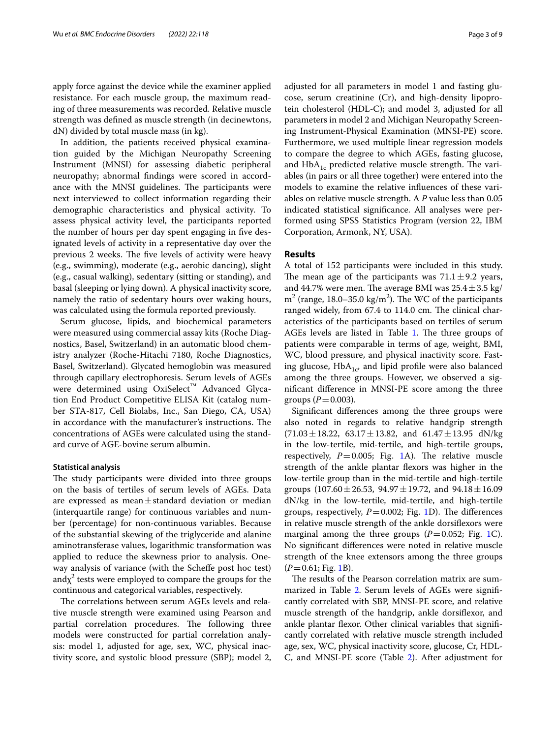apply force against the device while the examiner applied resistance. For each muscle group, the maximum reading of three measurements was recorded. Relative muscle strength was defined as muscle strength (in decinewtons, dN) divided by total muscle mass (in kg).

In addition, the patients received physical examination guided by the Michigan Neuropathy Screening Instrument (MNSI) for assessing diabetic peripheral neuropathy; abnormal findings were scored in accordance with the MNSI guidelines. The participants were next interviewed to collect information regarding their demographic characteristics and physical activity. To assess physical activity level, the participants reported the number of hours per day spent engaging in five designated levels of activity in a representative day over the previous 2 weeks. The five levels of activity were heavy (e.g., swimming), moderate (e.g., aerobic dancing), slight (e.g., casual walking), sedentary (sitting or standing), and basal (sleeping or lying down). A physical inactivity score, namely the ratio of sedentary hours over waking hours, was calculated using the formula reported previously.

Serum glucose, lipids, and biochemical parameters were measured using commercial assay kits (Roche Diagnostics, Basel, Switzerland) in an automatic blood chemistry analyzer (Roche-Hitachi 7180, Roche Diagnostics, Basel, Switzerland). Glycated hemoglobin was measured through capillary electrophoresis. Serum levels of AGEs were determined using OxiSelect™ Advanced Glycation End Product Competitive ELISA Kit (catalog number STA-817, Cell Biolabs, Inc., San Diego, CA, USA) in accordance with the manufacturer's instructions. The concentrations of AGEs were calculated using the standard curve of AGE-bovine serum albumin.

### Statistical analysis

The study participants were divided into three groups on the basis of tertiles of serum levels of AGEs. Data are expressed as mean ± standard deviation or median (interquartile range) for continuous variables and number (percentage) for non-continuous variables. Because of the substantial skewing of the triglyceride and alanine aminotransferase values, logarithmic transformation was applied to reduce the skewness prior to analysis. One-way analysis of variance (with the Scheffe post hoc test) and $\chi^2$ tests were employed to compare the groups for the continuous and categorical variables, respectively.

The correlations between serum AGEs levels and relative muscle strength were examined using Pearson and partial correlation procedures. The following three models were constructed for partial correlation analysis: model 1, adjusted for age, sex, WC, physical inactivity score, and systolic blood pressure (SBP); model 2, adjusted for all parameters in model 1 and fasting glucose, serum creatinine (Cr), and high-density lipoprotein cholesterol (HDL-C); and model 3, adjusted for all parameters in model 2 and Michigan Neuropathy Screening Instrument-Physical Examination (MNSI-PE) score. Furthermore, we used multiple linear regression models to compare the degree to which AGEs, fasting glucose, and $HbA_{1c}$ predicted relative muscle strength. The variables (in pairs or all three together) were entered into the models to examine the relative influences of these variables on relative muscle strength. A *P* value less than 0.05 indicated statistical significance. All analyses were performed using SPSS Statistics Program (version 22, IBM Corporation, Armonk, NY, USA).

## Results

A total of 152 participants were included in this study. The mean age of the participants was 71.1 ± 9.2 years, and 44.7% were men. The average BMI was 25.4 ± 3.5 kg/m$^2$ (range, 18.0–35.0 kg/m$^2$). The WC of the participants ranged widely, from 67.4 to 114.0 cm. The clinical characteristics of the participants based on tertiles of serum AGEs levels are listed in Table 1. The three groups of patients were comparable in terms of age, weight, BMI, WC, blood pressure, and physical inactivity score. Fasting glucose, $HbA_{1c}$, and lipid profile were also balanced among the three groups. However, we observed a significant difference in MNSI-PE score among the three groups ($P = 0.003$).

Significant differences among the three groups were also noted in regards to relative handgrip strength (71.03 ± 18.22, 63.17 ± 13.82, and 61.47 ± 13.95 dN/kg in the low-tertile, mid-tertile, and high-tertile groups, respectively, $P = 0.005$; Fig. 1A). The relative muscle strength of the ankle plantar flexors was higher in the low-tertile group than in the mid-tertile and high-tertile groups (107.60 ± 26.53, 94.97 ± 19.72, and 94.18 ± 16.09 dN/kg in the low-tertile, mid-tertile, and high-tertile groups, respectively, $P = 0.002$; Fig. 1D). The differences in relative muscle strength of the ankle dorsiflexors were marginal among the three groups ($P = 0.052$; Fig. 1C). No significant differences were noted in relative muscle strength of the knee extensors among the three groups ($P = 0.61$; Fig. 1B).

The results of the Pearson correlation matrix are summarized in Table 2. Serum levels of AGEs were significantly correlated with SBP, MNSI-PE score, and relative muscle strength of the handgrip, ankle dorsiflexor, and ankle plantar flexor. Other clinical variables that significantly correlated with relative muscle strength included age, sex, WC, physical inactivity score, glucose, Cr, HDL-C, and MNSI-PE score (Table 2). After adjustment for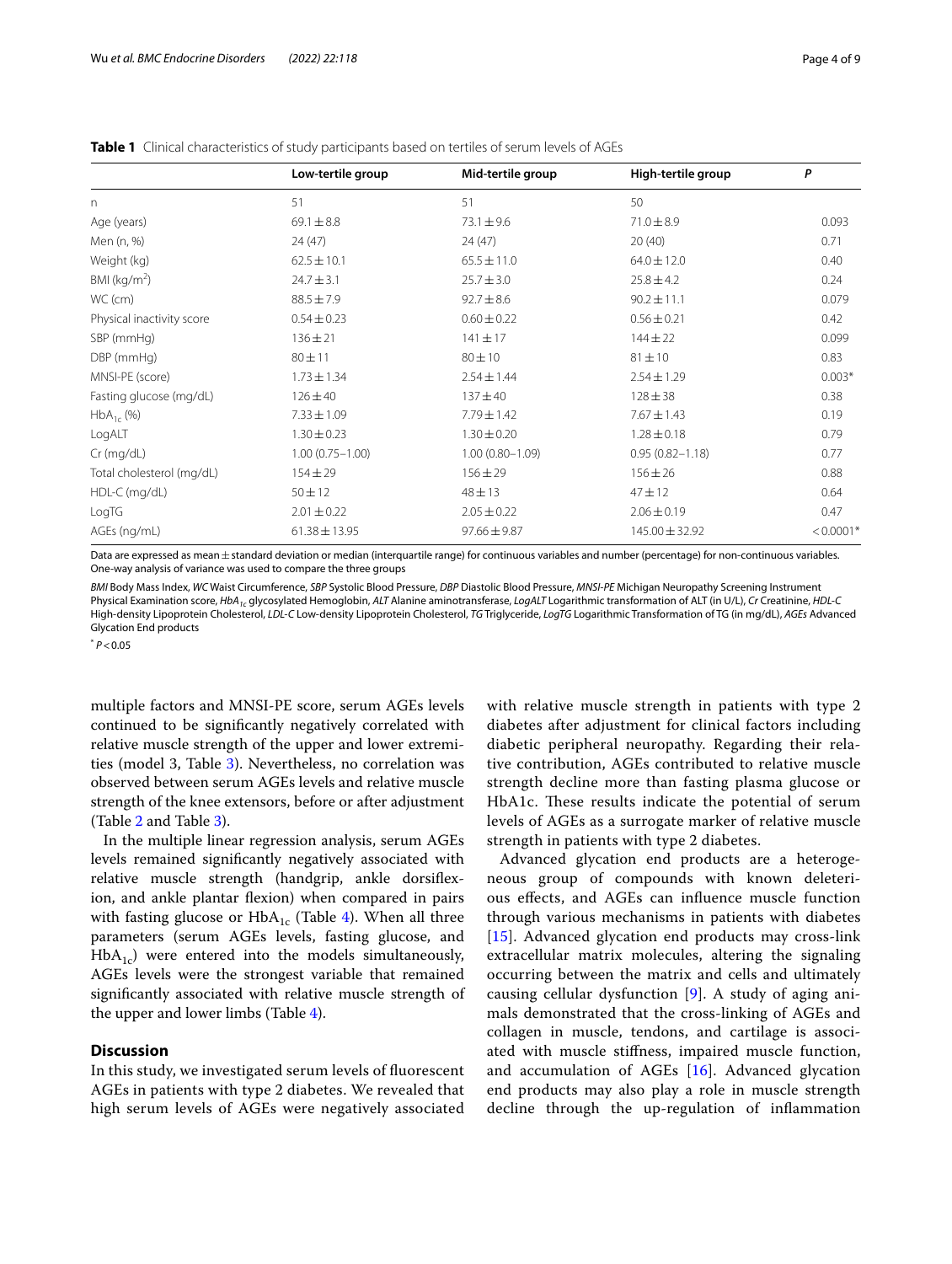**Table 1** Clinical characteristics of study participants based on tertiles of serum levels of AGEs

| | Low-tertile group | Mid-tertile group | High-tertile group | *P* |
|---|---|---|---|---|
| n | 51 | 51 | 50 | |
| Age (years) | 69.1 ± 8.8 | 73.1 ± 9.6 | 71.0 ± 8.9 | 0.093 |
| Men (n, %) | 24 (47) | 24 (47) | 20 (40) | 0.71 |
| Weight (kg) | 62.5 ± 10.1 | 65.5 ± 11.0 | 64.0 ± 12.0 | 0.40 |
| BMI (kg/m$^2$) | 24.7 ± 3.1 | 25.7 ± 3.0 | 25.8 ± 4.2 | 0.24 |
| WC (cm) | 88.5 ± 7.9 | 92.7 ± 8.6 | 90.2 ± 11.1 | 0.079 |
| Physical inactivity score | 0.54 ± 0.23 | 0.60 ± 0.22 | 0.56 ± 0.21 | 0.42 |
| SBP (mmHg) | 136 ± 21 | 141 ± 17 | 144 ± 22 | 0.099 |
| DBP (mmHg) | 80 ± 11 | 80 ± 10 | 81 ± 10 | 0.83 |
| MNSI-PE (score) | 1.73 ± 1.34 | 2.54 ± 1.44 | 2.54 ± 1.29 | 0.003* |
| Fasting glucose (mg/dL) | 126 ± 40 | 137 ± 40 | 128 ± 38 | 0.38 |
| $HbA_{1c}$ (%) | 7.33 ± 1.09 | 7.79 ± 1.42 | 7.67 ± 1.43 | 0.19 |
| LogALT | 1.30 ± 0.23 | 1.30 ± 0.20 | 1.28 ± 0.18 | 0.79 |
| Cr (mg/dL) | 1.00 (0.75–1.00) | 1.00 (0.80–1.09) | 0.95 (0.82–1.18) | 0.77 |
| Total cholesterol (mg/dL) | 154 ± 29 | 156 ± 29 | 156 ± 26 | 0.88 |
| HDL-C (mg/dL) | 50 ± 12 | 48 ± 13 | 47 ± 12 | 0.64 |
| LogTG | 2.01 ± 0.22 | 2.05 ± 0.22 | 2.06 ± 0.19 | 0.47 |
| AGEs (ng/mL) | 61.38 ± 13.95 | 97.66 ± 9.87 | 145.00 ± 32.92 | < 0.0001* |

Data are expressed as mean ± standard deviation or median (interquartile range) for continuous variables and number (percentage) for non-continuous variables. One-way analysis of variance was used to compare the three groups

*BMI* Body Mass Index, *WC* Waist Circumference, *SBP* Systolic Blood Pressure, *DBP* Diastolic Blood Pressure, *MNSI-PE* Michigan Neuropathy Screening Instrument Physical Examination score, *$HbA_{1c}$* glycosylated Hemoglobin, *ALT* Alanine aminotransferase, *LogALT* Logarithmic transformation of ALT (in U/L), *Cr* Creatinine, *HDL-C* High-density Lipoprotein Cholesterol, *LDL-C* Low-density Lipoprotein Cholesterol, *TG* Triglyceride, *LogTG* Logarithmic Transformation of TG (in mg/dL), *AGEs* Advanced Glycation End products

* $P < 0.05$

multiple factors and MNSI-PE score, serum AGEs levels continued to be significantly negatively correlated with relative muscle strength of the upper and lower extremities (model 3, Table 3). Nevertheless, no correlation was observed between serum AGEs levels and relative muscle strength of the knee extensors, before or after adjustment (Table 2 and Table 3).

In the multiple linear regression analysis, serum AGEs levels remained significantly negatively associated with relative muscle strength (handgrip, ankle dorsiflexion, and ankle plantar flexion) when compared in pairs with fasting glucose or $HbA_{1c}$ (Table 4). When all three parameters (serum AGEs levels, fasting glucose, and $HbA_{1c}$) were entered into the models simultaneously, AGEs levels were the strongest variable that remained significantly associated with relative muscle strength of the upper and lower limbs (Table 4).

## Discussion

In this study, we investigated serum levels of fluorescent AGEs in patients with type 2 diabetes. We revealed that high serum levels of AGEs were negatively associated with relative muscle strength in patients with type 2 diabetes after adjustment for clinical factors including diabetic peripheral neuropathy. Regarding their relative contribution, AGEs contributed to relative muscle strength decline more than fasting plasma glucose or HbA1c. These results indicate the potential of serum levels of AGEs as a surrogate marker of relative muscle strength in patients with type 2 diabetes.

Advanced glycation end products are a heterogeneous group of compounds with known deleterious effects, and AGEs can influence muscle function through various mechanisms in patients with diabetes [15]. Advanced glycation end products may cross-link extracellular matrix molecules, altering the signaling occurring between the matrix and cells and ultimately causing cellular dysfunction [9]. A study of aging animals demonstrated that the cross-linking of AGEs and collagen in muscle, tendons, and cartilage is associated with muscle stiffness, impaired muscle function, and accumulation of AGEs [16]. Advanced glycation end products may also play a role in muscle strength decline through the up-regulation of inflammation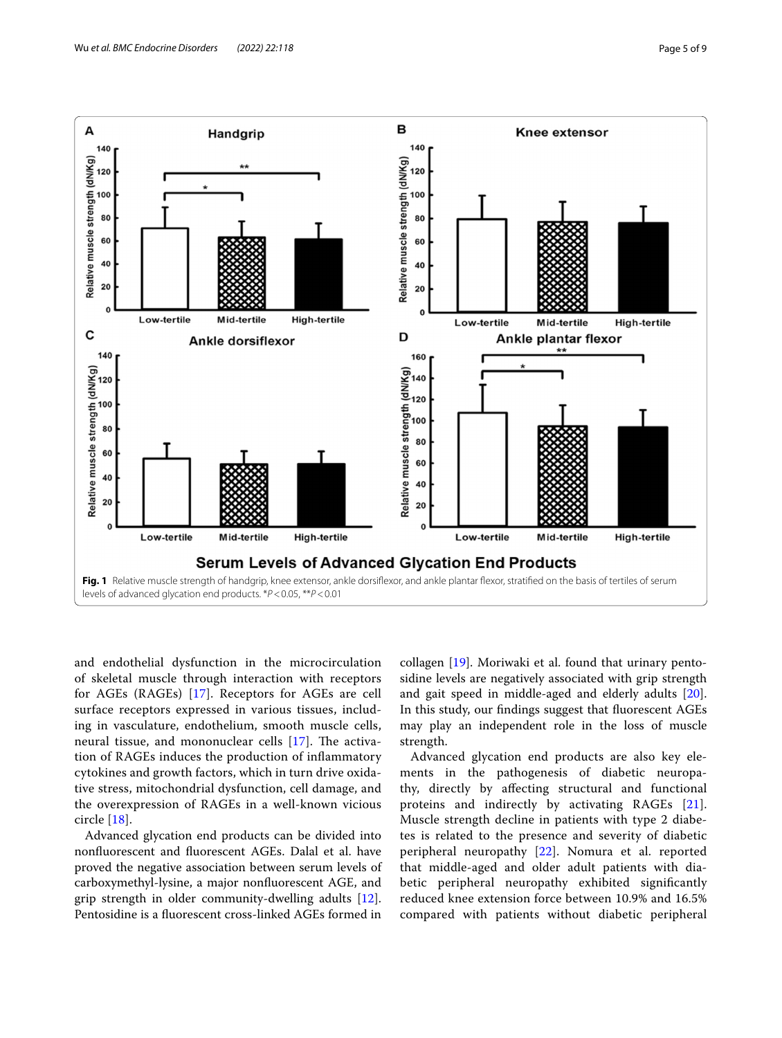Fig. 1 Relative muscle strength of handgrip, knee extensor, ankle dorsiflexor, and ankle plantar flexor, stratified on the basis of tertiles of serum levels of advanced glycation end products. \*$P < 0.05$, \*\*$P < 0.01$

and endothelial dysfunction in the microcirculation of skeletal muscle through interaction with receptors for AGEs (RAGEs) [17]. Receptors for AGEs are cell surface receptors expressed in various tissues, including in vasculature, endothelium, smooth muscle cells, neural tissue, and mononuclear cells [17]. The activation of RAGEs induces the production of inflammatory cytokines and growth factors, which in turn drive oxidative stress, mitochondrial dysfunction, cell damage, and the overexpression of RAGEs in a well-known vicious circle [18].

Advanced glycation end products can be divided into nonfluorescent and fluorescent AGEs. Dalal et al. have proved the negative association between serum levels of carboxymethyl-lysine, a major nonfluorescent AGE, and grip strength in older community-dwelling adults [12]. Pentosidine is a fluorescent cross-linked AGEs formed in collagen [19]. Moriwaki et al. found that urinary pentosidine levels are negatively associated with grip strength and gait speed in middle-aged and elderly adults [20]. In this study, our findings suggest that fluorescent AGEs may play an independent role in the loss of muscle strength.

Advanced glycation end products are also key elements in the pathogenesis of diabetic neuropathy, directly by affecting structural and functional proteins and indirectly by activating RAGEs [21]. Muscle strength decline in patients with type 2 diabetes is related to the presence and severity of diabetic peripheral neuropathy [22]. Nomura et al. reported that middle-aged and older adult patients with diabetic peripheral neuropathy exhibited significantly reduced knee extension force between 10.9% and 16.5% compared with patients without diabetic peripheral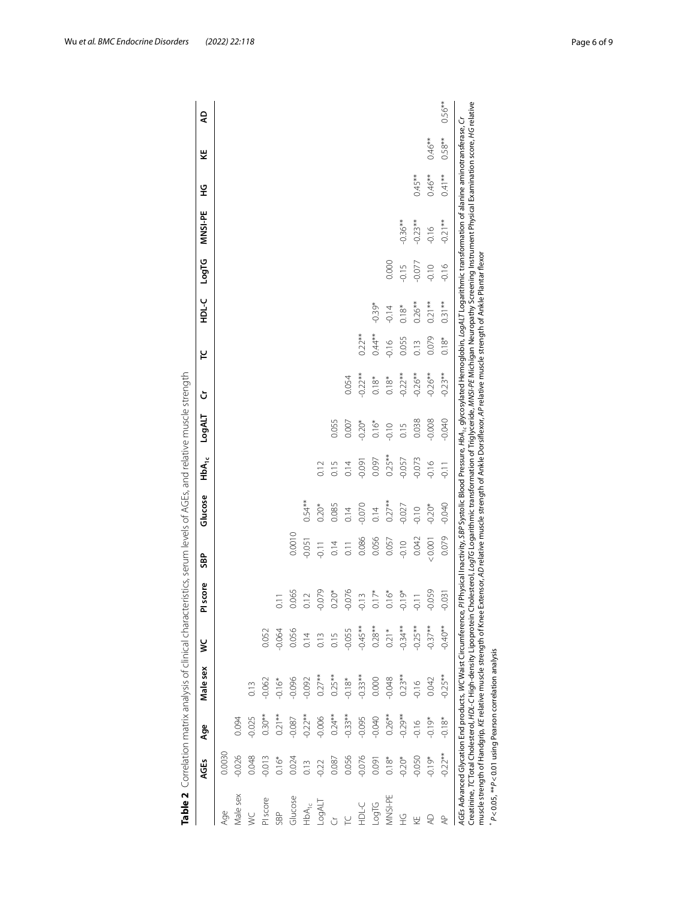**Table 2** Correlation matrix analysis of clinical characteristics, serum levels of AGEs, and relative muscle strength

| | AGEs | Age | Male sex | WC | PI score | SBP | Glucose | $HbA_{1c}$ | LogALT | Cr | TC | HDL-C | LogTG | MNSI-PE | HG | KE | AD |
|---|---|---|---|---|---|---|---|---|---|---|---|---|---|---|---|---|---|
| Age | 0.0030 | | | | | | | | | | | | | | | | |
| Male sex | -0.026 | 0.094 | | | | | | | | | | | | | | | |
| WC | 0.048 | -0.025 | 0.13 | | | | | | | | | | | | | | |
| PI score | -0.013 | 0.30** | -0.062 | 0.052 | | | | | | | | | | | | | |
| SBP | 0.16* | 0.21** | -0.16* | -0.064 | 0.11 | | | | | | | | | | | | |
| Glucose | 0.024 | -0.087 | -0.096 | 0.056 | 0.065 | 0.0010 | | | | | | | | | | | |
| $HbA_{1c}$ | 0.13 | -0.22** | -0.092 | 0.14 | 0.12 | -0.051 | 0.54** | | | | | | | | | | |
| LogALT | -0.22 | -0.006 | 0.27** | 0.13 | -0.079 | -0.11 | 0.20* | 0.12 | | | | | | | | | |
| Cr | 0.087 | 0.24** | 0.25** | 0.15 | 0.20* | 0.14 | 0.085 | 0.15 | 0.055 | | | | | | | | |
| TC | 0.056 | -0.33** | -0.18* | -0.055 | -0.076 | 0.11 | 0.14 | 0.14 | 0.007 | 0.054 | | | | | | | |
| HDL-C | -0.076 | -0.095 | -0.33** | -0.45** | -0.13 | 0.086 | -0.070 | -0.091 | -0.20* | -0.22** | 0.22** | | | | | | |
| LogTG | 0.091 | -0.040 | 0.000 | 0.28** | 0.17* | 0.056 | 0.14 | 0.097 | 0.16* | 0.18* | 0.44** | -0.39* | | | | | |
| MNSI-PE | 0.18* | 0.26** | -0.048 | 0.21* | 0.16* | 0.057 | 0.27** | 0.25** | -0.10 | 0.18* | -0.16 | -0.14 | 0.000 | | | | |
| HG | -0.20* | -0.29** | 0.23** | -0.34** | -0.19* | -0.10 | -0.027 | -0.057 | 0.15 | -0.22** | 0.055 | 0.18* | -0.15 | -0.36** | | | |
| KE | -0.050 | -0.16 | -0.16 | -0.25** | -0.11 | 0.042 | -0.10 | -0.073 | 0.038 | -0.26** | 0.13 | 0.26** | -0.077 | -0.23** | 0.45** | | |
| AD | -0.19* | -0.19* | 0.042 | -0.37** | -0.059 | < 0.001 | -0.20* | -0.16 | -0.008 | -0.26** | 0.079 | 0.21** | -0.10 | -0.16 | 0.46** | 0.46** | |
| AP | -0.22** | -0.18* | -0.25** | -0.40** | -0.031 | 0.079 | -0.040 | -0.11 | -0.040 | -0.23** | 0.18* | 0.31** | -0.16 | -0.21** | 0.41** | 0.58** | 0.56** |

*AGEs* Advanced Glycation End products, *WC* Waist Circumference, *PI* Physical Inactivity, *SBP* Systolic Blood Pressure, $HbA_{1c}$ glycosylated Hemoglobin, *LogALT* Logarithmic transformation of alanine aminotransferase, *Cr* Creatinine, *TC* Total Cholesterol, *HDL-C* High-density Lipoprotein Cholesterol, *LogTG* Logarithmic transformation of Triglyceride, *MNSI-PE* Michigan Neuropathy Screening Instrument Physical Examination score, *HG* relative muscle strength of Handgrip, *KE* relative muscle strength of Knee Extensor, *AD* relative muscle strength of Ankle Dorsiflexor, *AP* relative muscle strength of Ankle Plantar flexor

* $P < 0.05$, ** $P < 0.01$ using Pearson correlation analysis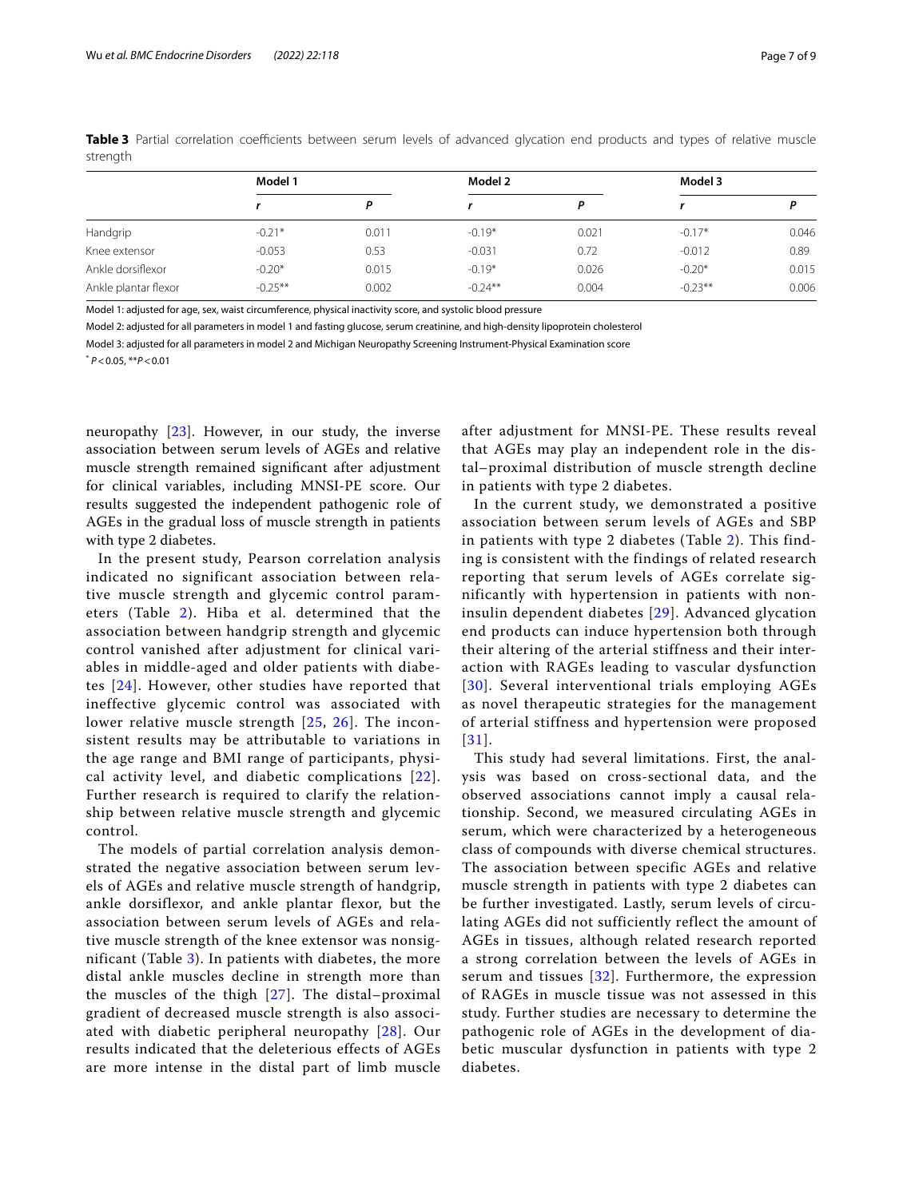**Table 3** Partial correlation coefficients between serum levels of advanced glycation end products and types of relative muscle strength

| | Model 1 | | Model 2 | | Model 3 | |
|---|---|---|---|---|---|---|
| | *r* | *P* | *r* | *P* | *r* | *P* |
| Handgrip | -0.21* | 0.011 | -0.19* | 0.021 | -0.17* | 0.046 |
| Knee extensor | -0.053 | 0.53 | -0.031 | 0.72 | -0.012 | 0.89 |
| Ankle dorsiflexor | -0.20* | 0.015 | -0.19* | 0.026 | -0.20* | 0.015 |
| Ankle plantar flexor | -0.25** | 0.002 | -0.24** | 0.004 | -0.23** | 0.006 |

Model 1: adjusted for age, sex, waist circumference, physical inactivity score, and systolic blood pressure

Model 2: adjusted for all parameters in model 1 and fasting glucose, serum creatinine, and high-density lipoprotein cholesterol

Model 3: adjusted for all parameters in model 2 and Michigan Neuropathy Screening Instrument-Physical Examination score

* $P < 0.05$, ** $P < 0.01$

neuropathy [23]. However, in our study, the inverse association between serum levels of AGEs and relative muscle strength remained significant after adjustment for clinical variables, including MNSI-PE score. Our results suggested the independent pathogenic role of AGEs in the gradual loss of muscle strength in patients with type 2 diabetes.

In the present study, Pearson correlation analysis indicated no significant association between relative muscle strength and glycemic control parameters (Table 2). Hiba et al. determined that the association between handgrip strength and glycemic control vanished after adjustment for clinical variables in middle-aged and older patients with diabetes [24]. However, other studies have reported that ineffective glycemic control was associated with lower relative muscle strength [25, 26]. The inconsistent results may be attributable to variations in the age range and BMI range of participants, physical activity level, and diabetic complications [22]. Further research is required to clarify the relationship between relative muscle strength and glycemic control.

The models of partial correlation analysis demonstrated the negative association between serum levels of AGEs and relative muscle strength of handgrip, ankle dorsiflexor, and ankle plantar flexor, but the association between serum levels of AGEs and relative muscle strength of the knee extensor was nonsignificant (Table 3). In patients with diabetes, the more distal ankle muscles decline in strength more than the muscles of the thigh [27]. The distal–proximal gradient of decreased muscle strength is also associated with diabetic peripheral neuropathy [28]. Our results indicated that the deleterious effects of AGEs are more intense in the distal part of limb muscle after adjustment for MNSI-PE. These results reveal that AGEs may play an independent role in the distal–proximal distribution of muscle strength decline in patients with type 2 diabetes.

In the current study, we demonstrated a positive association between serum levels of AGEs and SBP in patients with type 2 diabetes (Table 2). This finding is consistent with the findings of related research reporting that serum levels of AGEs correlate significantly with hypertension in patients with non-insulin dependent diabetes [29]. Advanced glycation end products can induce hypertension both through their altering of the arterial stiffness and their interaction with RAGEs leading to vascular dysfunction [30]. Several interventional trials employing AGEs as novel therapeutic strategies for the management of arterial stiffness and hypertension were proposed [31].

This study had several limitations. First, the analysis was based on cross-sectional data, and the observed associations cannot imply a causal relationship. Second, we measured circulating AGEs in serum, which were characterized by a heterogeneous class of compounds with diverse chemical structures. The association between specific AGEs and relative muscle strength in patients with type 2 diabetes can be further investigated. Lastly, serum levels of circulating AGEs did not sufficiently reflect the amount of AGEs in tissues, although related research reported a strong correlation between the levels of AGEs in serum and tissues [32]. Furthermore, the expression of RAGEs in muscle tissue was not assessed in this study. Further studies are necessary to determine the pathogenic role of AGEs in the development of diabetic muscular dysfunction in patients with type 2 diabetes.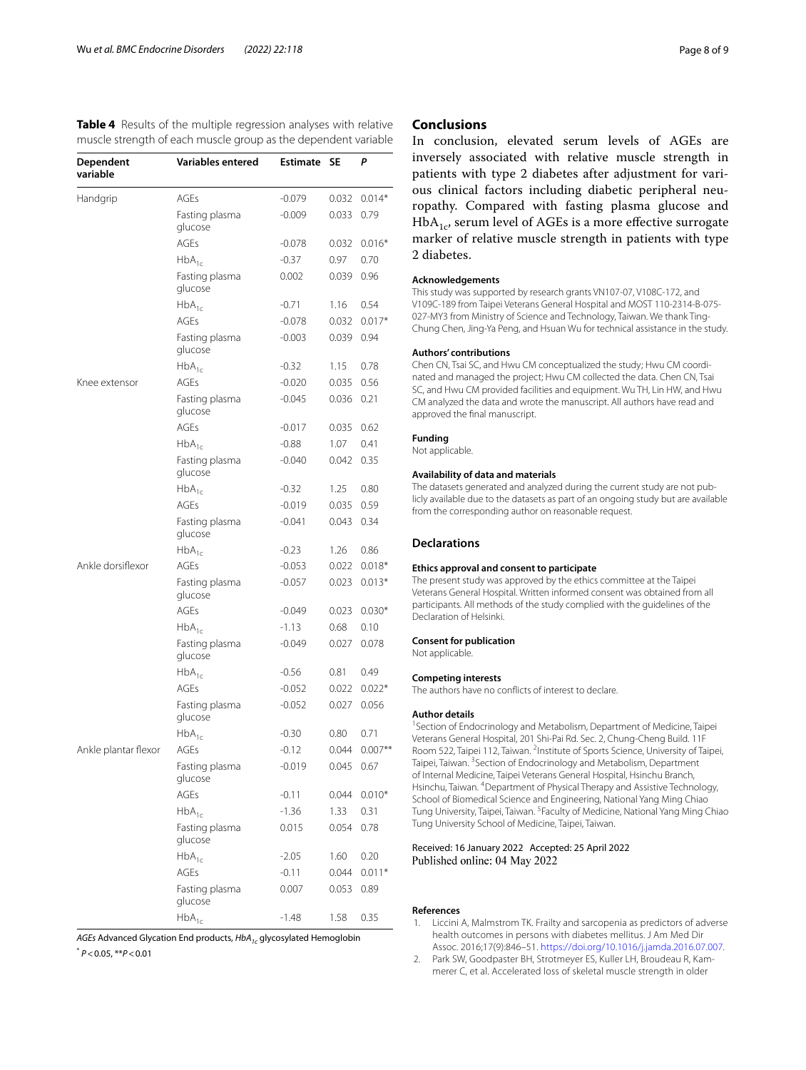**Table 4** Results of the multiple regression analyses with relative muscle strength of each muscle group as the dependent variable

| Dependent variable | Variables entered | Estimate | SE | P |
|---|---|---|---|---|
| Handgrip | AGEs | -0.079 | 0.032 | 0.014* |
| | Fasting plasma glucose | -0.009 | 0.033 | 0.79 |
| | AGEs | -0.078 | 0.032 | 0.016* |
| | $HbA_{1c}$ | -0.37 | 0.97 | 0.70 |
| | Fasting plasma glucose | 0.002 | 0.039 | 0.96 |
| | $HbA_{1c}$ | -0.71 | 1.16 | 0.54 |
| | AGEs | -0.078 | 0.032 | 0.017* |
| | Fasting plasma glucose | -0.003 | 0.039 | 0.94 |
| | $HbA_{1c}$ | -0.32 | 1.15 | 0.78 |
| Knee extensor | AGEs | -0.020 | 0.035 | 0.56 |
| | Fasting plasma glucose | -0.045 | 0.036 | 0.21 |
| | AGEs | -0.017 | 0.035 | 0.62 |
| | $HbA_{1c}$ | -0.88 | 1.07 | 0.41 |
| | Fasting plasma glucose | -0.040 | 0.042 | 0.35 |
| | $HbA_{1c}$ | -0.32 | 1.25 | 0.80 |
| | AGEs | -0.019 | 0.035 | 0.59 |
| | Fasting plasma glucose | -0.041 | 0.043 | 0.34 |
| | $HbA_{1c}$ | -0.23 | 1.26 | 0.86 |
| Ankle dorsiflexor | AGEs | -0.053 | 0.022 | 0.018* |
| | Fasting plasma glucose | -0.057 | 0.023 | 0.013* |
| | AGEs | -0.049 | 0.023 | 0.030* |
| | $HbA_{1c}$ | -1.13 | 0.68 | 0.10 |
| | Fasting plasma glucose | -0.049 | 0.027 | 0.078 |
| | $HbA_{1c}$ | -0.56 | 0.81 | 0.49 |
| | AGEs | -0.052 | 0.022 | 0.022* |
| | Fasting plasma glucose | -0.052 | 0.027 | 0.056 |
| | $HbA_{1c}$ | -0.30 | 0.80 | 0.71 |
| Ankle plantar flexor | AGEs | -0.12 | 0.044 | 0.007** |
| | Fasting plasma glucose | -0.019 | 0.045 | 0.67 |
| | AGEs | -0.11 | 0.044 | 0.010* |
| | $HbA_{1c}$ | -1.36 | 1.33 | 0.31 |
| | Fasting plasma glucose | 0.015 | 0.054 | 0.78 |
| | $HbA_{1c}$ | -2.05 | 1.60 | 0.20 |
| | AGEs | -0.11 | 0.044 | 0.011* |
| | Fasting plasma glucose | 0.007 | 0.053 | 0.89 |
| | $HbA_{1c}$ | -1.48 | 1.58 | 0.35 |

*AGEs* Advanced Glycation End products, *$HbA_{1c}$* glycosylated Hemoglobin

* $P < 0.05$, ** $P < 0.01$

## Conclusions

In conclusion, elevated serum levels of AGEs are inversely associated with relative muscle strength in patients with type 2 diabetes after adjustment for various clinical factors including diabetic peripheral neuropathy. Compared with fasting plasma glucose and $HbA_{1c}$, serum level of AGEs is a more effective surrogate marker of relative muscle strength in patients with type 2 diabetes.

### Acknowledgements

This study was supported by research grants VN107-07, V108C-172, and V109C-189 from Taipei Veterans General Hospital and MOST 110-2314-B-075-027-MY3 from Ministry of Science and Technology, Taiwan. We thank Ting-Chung Chen, Jing-Ya Peng, and Hsuan Wu for technical assistance in the study.

### Authors' contributions

Chen CN, Tsai SC, and Hwu CM conceptualized the study; Hwu CM coordinated and managed the project; Hwu CM collected the data. Chen CN, Tsai SC, and Hwu CM provided facilities and equipment. Wu TH, Lin HW, and Hwu CM analyzed the data and wrote the manuscript. All authors have read and approved the final manuscript.

### Funding

Not applicable.

### Availability of data and materials

The datasets generated and analyzed during the current study are not publicly available due to the datasets as part of an ongoing study but are available from the corresponding author on reasonable request.

## Declarations

### Ethics approval and consent to participate

The present study was approved by the ethics committee at the Taipei Veterans General Hospital. Written informed consent was obtained from all participants. All methods of the study complied with the guidelines of the Declaration of Helsinki.

### Consent for publication

Not applicable.

### Competing interests

The authors have no conflicts of interest to declare.

### Author details

[1]Section of Endocrinology and Metabolism, Department of Medicine, Taipei Veterans General Hospital, 201 Shi-Pai Rd. Sec. 2, Chung-Cheng Build. 11F Room 522, Taipei 112, Taiwan. [2]Institute of Sports Science, University of Taipei, Taipei, Taiwan. [3]Section of Endocrinology and Metabolism, Department of Internal Medicine, Taipei Veterans General Hospital, Hsinchu Branch, Hsinchu, Taiwan. [4]Department of Physical Therapy and Assistive Technology, School of Biomedical Science and Engineering, National Yang Ming Chiao Tung University, Taipei, Taiwan. [5]Faculty of Medicine, National Yang Ming Chiao Tung University School of Medicine, Taipei, Taiwan.

Received: 16 January 2022 Accepted: 25 April 2022
Published online: 04 May 2022

## References

1. Liccini A, Malmstrom TK. Frailty and sarcopenia as predictors of adverse health outcomes in persons with diabetes mellitus. J Am Med Dir Assoc. 2016;17(9):846–51. https://doi.org/10.1016/j.jamda.2016.07.007.
2. Park SW, Goodpaster BH, Strotmeyer ES, Kuller LH, Broudeau R, Kammerer C, et al. Accelerated loss of skeletal muscle strength in older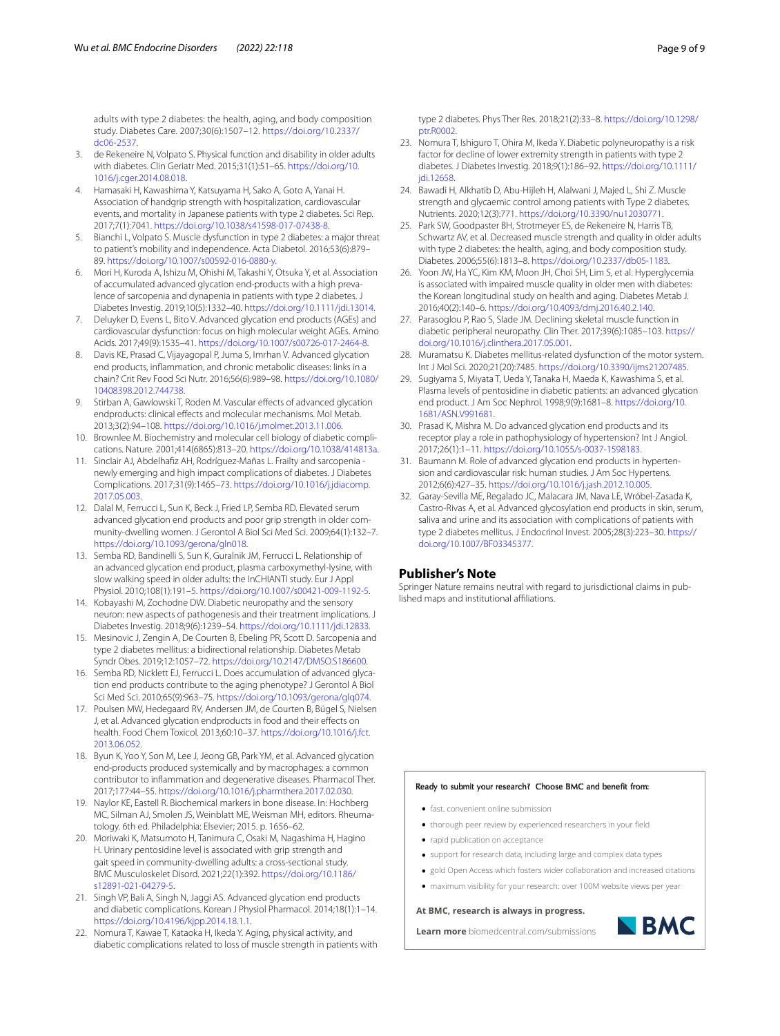adults with type 2 diabetes: the health, aging, and body composition study. Diabetes Care. 2007;30(6):1507–12. https://doi.org/10.2337/dc06-2537.

3. de Rekeneire N, Volpato S. Physical function and disability in older adults with diabetes. Clin Geriatr Med. 2015;31(1):51–65. https://doi.org/10.1016/j.cger.2014.08.018.
4. Hamasaki H, Kawashima Y, Katsuyama H, Sako A, Goto A, Yanai H. Association of handgrip strength with hospitalization, cardiovascular events, and mortality in Japanese patients with type 2 diabetes. Sci Rep. 2017;7(1):7041. https://doi.org/10.1038/s41598-017-07438-8.
5. Bianchi L, Volpato S. Muscle dysfunction in type 2 diabetes: a major threat to patient's mobility and independence. Acta Diabetol. 2016;53(6):879–89. https://doi.org/10.1007/s00592-016-0880-y.
6. Mori H, Kuroda A, Ishizu M, Ohishi M, Takashi Y, Otsuka Y, et al. Association of accumulated advanced glycation end-products with a high prevalence of sarcopenia and dynapenia in patients with type 2 diabetes. J Diabetes Investig. 2019;10(5):1332–40. https://doi.org/10.1111/jdi.13014.
7. Deluyker D, Evens L, Bito V. Advanced glycation end products (AGEs) and cardiovascular dysfunction: focus on high molecular weight AGEs. Amino Acids. 2017;49(9):1535–41. https://doi.org/10.1007/s00726-017-2464-8.
8. Davis KE, Prasad C, Vijayagopal P, Juma S, Imrhan V. Advanced glycation end products, inflammation, and chronic metabolic diseases: links in a chain? Crit Rev Food Sci Nutr. 2016;56(6):989–98. https://doi.org/10.1080/10408398.2012.744738.
9. Stirban A, Gawlowski T, Roden M. Vascular effects of advanced glycation endproducts: clinical effects and molecular mechanisms. Mol Metab. 2013;3(2):94–108. https://doi.org/10.1016/j.molmet.2013.11.006.
10. Brownlee M. Biochemistry and molecular cell biology of diabetic complications. Nature. 2001;414(6865):813–20. https://doi.org/10.1038/414813a.
11. Sinclair AJ, Abdelhafiz AH, Rodríguez-Mañas L. Frailty and sarcopenia - newly emerging and high impact complications of diabetes. J Diabetes Complications. 2017;31(9):1465–73. https://doi.org/10.1016/j.jdiacomp.2017.05.003.
12. Dalal M, Ferrucci L, Sun K, Beck J, Fried LP, Semba RD. Elevated serum advanced glycation end products and poor grip strength in older community-dwelling women. J Gerontol A Biol Sci Med Sci. 2009;64(1):132–7. https://doi.org/10.1093/gerona/gln018.
13. Semba RD, Bandinelli S, Sun K, Guralnik JM, Ferrucci L. Relationship of an advanced glycation end product, plasma carboxymethyl-lysine, with slow walking speed in older adults: the InCHIANTI study. Eur J Appl Physiol. 2010;108(1):191–5. https://doi.org/10.1007/s00421-009-1192-5.
14. Kobayashi M, Zochodne DW. Diabetic neuropathy and the sensory neuron: new aspects of pathogenesis and their treatment implications. J Diabetes Investig. 2018;9(6):1239–54. https://doi.org/10.1111/jdi.12833.
15. Mesinovic J, Zengin A, De Courten B, Ebeling PR, Scott D. Sarcopenia and type 2 diabetes mellitus: a bidirectional relationship. Diabetes Metab Syndr Obes. 2019;12:1057–72. https://doi.org/10.2147/DMSO.S186600.
16. Semba RD, Nicklett EJ, Ferrucci L. Does accumulation of advanced glycation end products contribute to the aging phenotype? J Gerontol A Biol Sci Med Sci. 2010;65(9):963–75. https://doi.org/10.1093/gerona/glq074.
17. Poulsen MW, Hedegaard RV, Andersen JM, de Courten B, Bügel S, Nielsen J, et al. Advanced glycation endproducts in food and their effects on health. Food Chem Toxicol. 2013;60:10–37. https://doi.org/10.1016/j.fct.2013.06.052.
18. Byun K, Yoo Y, Son M, Lee J, Jeong GB, Park YM, et al. Advanced glycation end-products produced systemically and by macrophages: a common contributor to inflammation and degenerative diseases. Pharmacol Ther. 2017;177:44–55. https://doi.org/10.1016/j.pharmthera.2017.02.030.
19. Naylor KE, Eastell R. Biochemical markers in bone disease. In: Hochberg MC, Silman AJ, Smolen JS, Weinblatt ME, Weisman MH, editors. Rheumatology. 6th ed. Philadelphia: Elsevier; 2015. p. 1656–62.
20. Moriwaki K, Matsumoto H, Tanimura C, Osaki M, Nagashima H, Hagino H. Urinary pentosidine level is associated with grip strength and gait speed in community-dwelling adults: a cross-sectional study. BMC Musculoskelet Disord. 2021;22(1):392. https://doi.org/10.1186/s12891-021-04279-5.
21. Singh VP, Bali A, Singh N, Jaggi AS. Advanced glycation end products and diabetic complications. Korean J Physiol Pharmacol. 2014;18(1):1–14. https://doi.org/10.4196/kjpp.2014.18.1.1.
22. Nomura T, Kawae T, Kataoka H, Ikeda Y. Aging, physical activity, and diabetic complications related to loss of muscle strength in patients with type 2 diabetes. Phys Ther Res. 2018;21(2):33–8. https://doi.org/10.1298/ptr.R0002.
23. Nomura T, Ishiguro T, Ohira M, Ikeda Y. Diabetic polyneuropathy is a risk factor for decline of lower extremity strength in patients with type 2 diabetes. J Diabetes Investig. 2018;9(1):186–92. https://doi.org/10.1111/jdi.12658.
24. Bawadi H, Alkhatib D, Abu-Hijleh H, Alalwani J, Majed L, Shi Z. Muscle strength and glycaemic control among patients with Type 2 diabetes. Nutrients. 2020;12(3):771. https://doi.org/10.3390/nu12030771.
25. Park SW, Goodpaster BH, Strotmeyer ES, de Rekeneire N, Harris TB, Schwartz AV, et al. Decreased muscle strength and quality in older adults with type 2 diabetes: the health, aging, and body composition study. Diabetes. 2006;55(6):1813–8. https://doi.org/10.2337/db05-1183.
26. Yoon JW, Ha YC, Kim KM, Moon JH, Choi SH, Lim S, et al. Hyperglycemia is associated with impaired muscle quality in older men with diabetes: the Korean longitudinal study on health and aging. Diabetes Metab J. 2016;40(2):140–6. https://doi.org/10.4093/dmj.2016.40.2.140.
27. Parasoglou P, Rao S, Slade JM. Declining skeletal muscle function in diabetic peripheral neuropathy. Clin Ther. 2017;39(6):1085–103. https://doi.org/10.1016/j.clinthera.2017.05.001.
28. Muramatsu K. Diabetes mellitus-related dysfunction of the motor system. Int J Mol Sci. 2020;21(20):7485. https://doi.org/10.3390/ijms21207485.
29. Sugiyama S, Miyata T, Ueda Y, Tanaka H, Maeda K, Kawashima S, et al. Plasma levels of pentosidine in diabetic patients: an advanced glycation end product. J Am Soc Nephrol. 1998;9(9):1681–8. https://doi.org/10.1681/ASN.V991681.
30. Prasad K, Mishra M. Do advanced glycation end products and its receptor play a role in pathophysiology of hypertension? Int J Angiol. 2017;26(1):1–11. https://doi.org/10.1055/s-0037-1598183.
31. Baumann M. Role of advanced glycation end products in hypertension and cardiovascular risk: human studies. J Am Soc Hypertens. 2012;6(6):427–35. https://doi.org/10.1016/j.jash.2012.10.005.
32. Garay-Sevilla ME, Regalado JC, Malacara JM, Nava LE, Wróbel-Zasada K, Castro-Rivas A, et al. Advanced glycosylation end products in skin, serum, saliva and urine and its association with complications of patients with type 2 diabetes mellitus. J Endocrinol Invest. 2005;28(3):223–30. https://doi.org/10.1007/BF03345377.

## Publisher's Note

Springer Nature remains neutral with regard to jurisdictional claims in published maps and institutional affiliations.

Ready to submit your research? Choose BMC and benefit from:

- fast, convenient online submission
- thorough peer review by experienced researchers in your field
- rapid publication on acceptance
- support for research data, including large and complex data types
- gold Open Access which fosters wider collaboration and increased citations
- maximum visibility for your research: over 100M website views per year

**At BMC, research is always in progress.**

**Learn more** biomedcentral.com/submissions

BMC